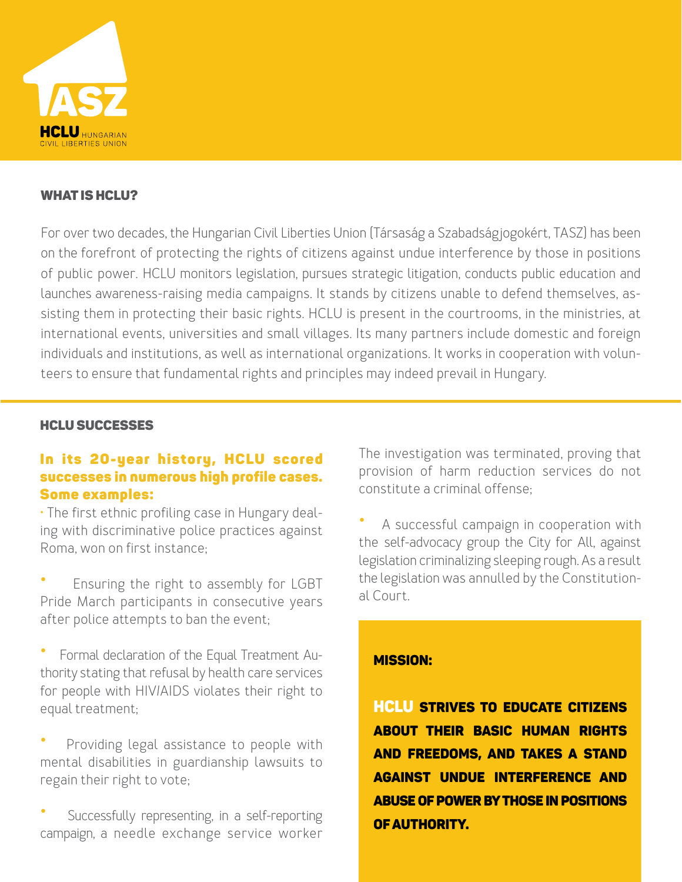TASZ

**HCLU** HUNGARIAN CIVIL LIBERTIES UNION

## WHAT IS HCLU?

For over two decades, the Hungarian Civil Liberties Union (Társaság a Szabadságjogokért, TASZ) has been on the forefront of protecting the rights of citizens against undue interference by those in positions of public power. HCLU monitors legislation, pursues strategic litigation, conducts public education and launches awareness-raising media campaigns. It stands by citizens unable to defend themselves, assisting them in protecting their basic rights. HCLU is present in the courtrooms, in the ministries, at international events, universities and small villages. Its many partners include domestic and foreign individuals and institutions, as well as international organizations. It works in cooperation with volunteers to ensure that fundamental rights and principles may indeed prevail in Hungary.

## HCLU SUCCESSES

### In its 20-year history, HCLU scored successes in numerous high profile cases. Some examples:

- The first ethnic profiling case in Hungary dealing with discriminative police practices against Roma, won on first instance;
- Ensuring the right to assembly for LGBT Pride March participants in consecutive years after police attempts to ban the event;
- Formal declaration of the Equal Treatment Authority stating that refusal by health care services for people with HIV/AIDS violates their right to equal treatment;
- Providing legal assistance to people with mental disabilities in guardianship lawsuits to regain their right to vote;
- Successfully representing, in a self-reporting campaign, a needle exchange service worker. The investigation was terminated, proving that provision of harm reduction services do not constitute a criminal offense;
- A successful campaign in cooperation with the self-advocacy group the City for All, against legislation criminalizing sleeping rough. As a result the legislation was annulled by the Constitutional Court.

## MISSION:

**HCLU STRIVES TO EDUCATE CITIZENS ABOUT THEIR BASIC HUMAN RIGHTS AND FREEDOMS, AND TAKES A STAND AGAINST UNDUE INTERFERENCE AND ABUSE OF POWER BY THOSE IN POSITIONS OF AUTHORITY.**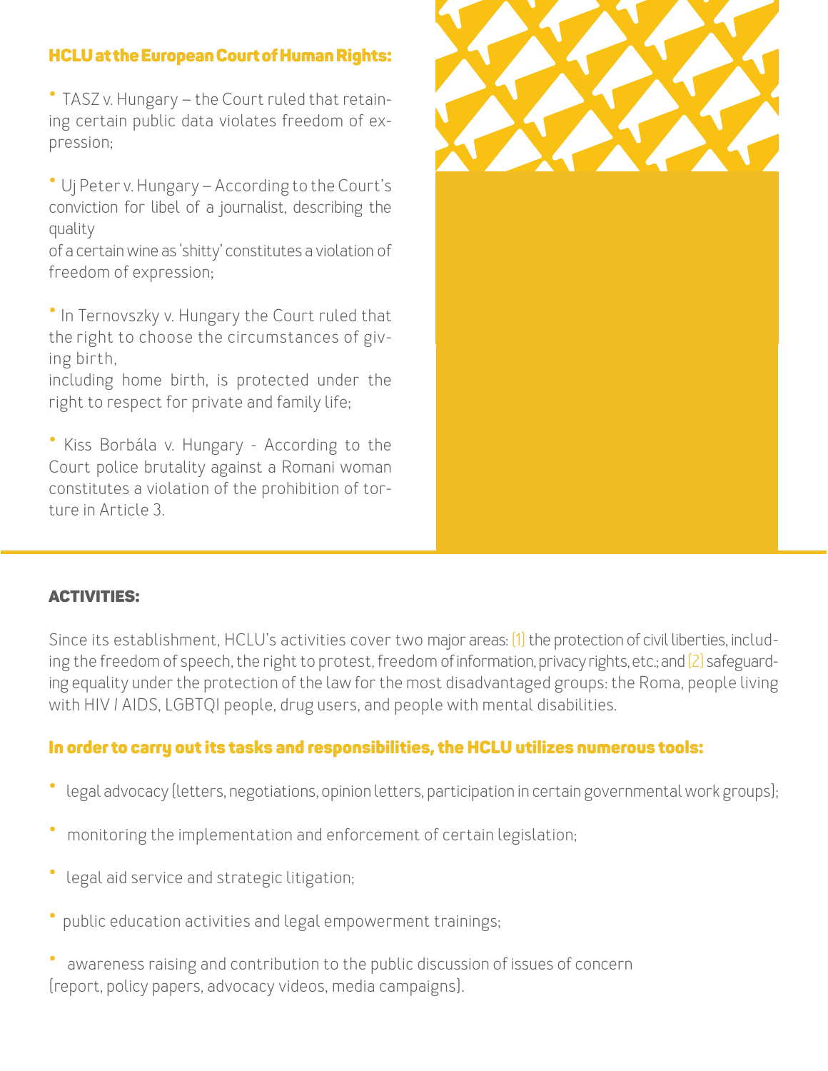## HCLU at the European Court of Human Rights:

- TASZ v. Hungary – the Court ruled that retaining certain public data violates freedom of expression;
- Uj Peter v. Hungary – According to the Court's conviction for libel of a journalist, describing the quality of a certain wine as 'shitty' constitutes a violation of freedom of expression;
- In Ternovszky v. Hungary the Court ruled that the right to choose the circumstances of giving birth, including home birth, is protected under the right to respect for private and family life;
- Kiss Borbála v. Hungary - According to the Court police brutality against a Romani woman constitutes a violation of the prohibition of torture in Article 3.

## ACTIVITIES:

Since its establishment, HCLU's activities cover two major areas: (1) the protection of civil liberties, including the freedom of speech, the right to protest, freedom of information, privacy rights, etc.; and (2) safeguarding equality under the protection of the law for the most disadvantaged groups: the Roma, people living with HIV / AIDS, LGBTQI people, drug users, and people with mental disabilities.

### In order to carry out its tasks and responsibilities, the HCLU utilizes numerous tools:

- legal advocacy (letters, negotiations, opinion letters, participation in certain governmental work groups);
- monitoring the implementation and enforcement of certain legislation;
- legal aid service and strategic litigation;
- public education activities and legal empowerment trainings;
- awareness raising and contribution to the public discussion of issues of concern (report, policy papers, advocacy videos, media campaigns).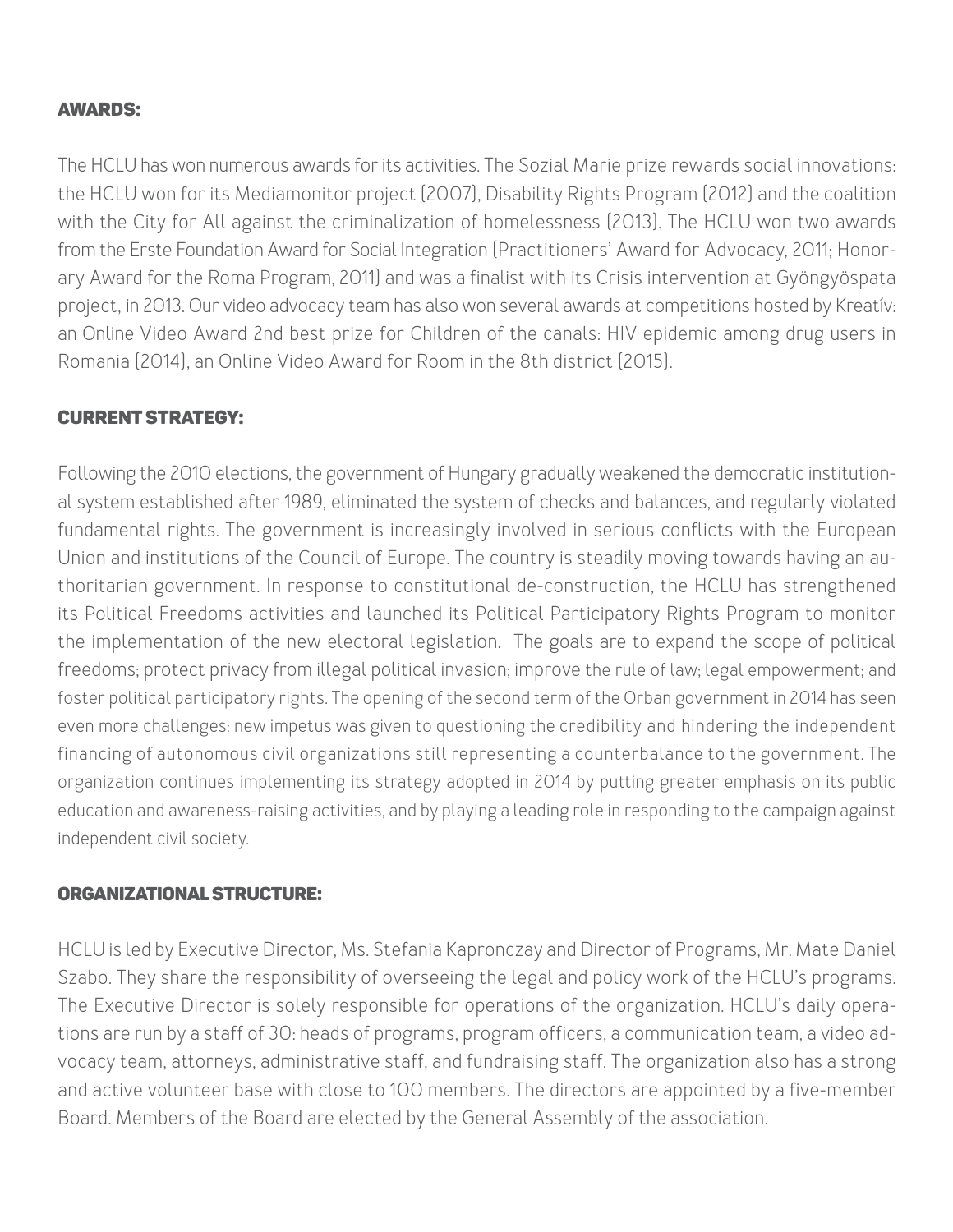## AWARDS:

The HCLU has won numerous awards for its activities. The Sozial Marie prize rewards social innovations: the HCLU won for its Mediamonitor project (2007), Disability Rights Program (2012) and the coalition with the City for All against the criminalization of homelessness (2013). The HCLU won two awards from the Erste Foundation Award for Social Integration (Practitioners' Award for Advocacy, 2011; Honorary Award for the Roma Program, 2011) and was a finalist with its Crisis intervention at Gyöngyöspata project, in 2013. Our video advocacy team has also won several awards at competitions hosted by Kreatív: an Online Video Award 2nd best prize for Children of the canals: HIV epidemic among drug users in Romania (2014), an Online Video Award for Room in the 8th district (2015).

## CURRENT STRATEGY:

Following the 2010 elections, the government of Hungary gradually weakened the democratic institutional system established after 1989, eliminated the system of checks and balances, and regularly violated fundamental rights. The government is increasingly involved in serious conflicts with the European Union and institutions of the Council of Europe. The country is steadily moving towards having an authoritarian government. In response to constitutional de-construction, the HCLU has strengthened its Political Freedoms activities and launched its Political Participatory Rights Program to monitor the implementation of the new electoral legislation. The goals are to expand the scope of political freedoms; protect privacy from illegal political invasion; improve the rule of law; legal empowerment; and foster political participatory rights. The opening of the second term of the Orban government in 2014 has seen even more challenges: new impetus was given to questioning the credibility and hindering the independent financing of autonomous civil organizations still representing a counterbalance to the government. The organization continues implementing its strategy adopted in 2014 by putting greater emphasis on its public education and awareness-raising activities, and by playing a leading role in responding to the campaign against independent civil society.

## ORGANIZATIONAL STRUCTURE:

HCLU is led by Executive Director, Ms. Stefania Kapronczay and Director of Programs, Mr. Mate Daniel Szabo. They share the responsibility of overseeing the legal and policy work of the HCLU's programs. The Executive Director is solely responsible for operations of the organization. HCLU's daily operations are run by a staff of 30: heads of programs, program officers, a communication team, a video advocacy team, attorneys, administrative staff, and fundraising staff. The organization also has a strong and active volunteer base with close to 100 members. The directors are appointed by a five-member Board. Members of the Board are elected by the General Assembly of the association.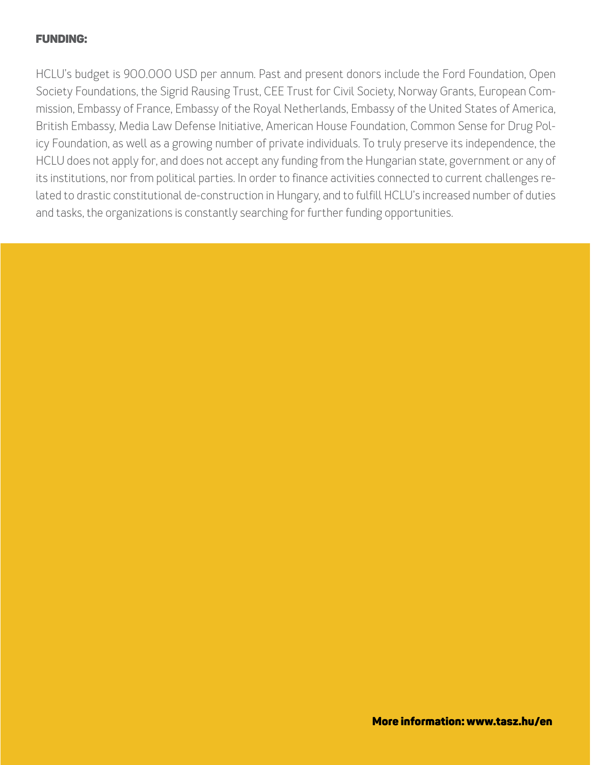## FUNDING:

HCLU's budget is 900.000 USD per annum. Past and present donors include the Ford Foundation, Open Society Foundations, the Sigrid Rausing Trust, CEE Trust for Civil Society, Norway Grants, European Commission, Embassy of France, Embassy of the Royal Netherlands, Embassy of the United States of America, British Embassy, Media Law Defense Initiative, American House Foundation, Common Sense for Drug Policy Foundation, as well as a growing number of private individuals. To truly preserve its independence, the HCLU does not apply for, and does not accept any funding from the Hungarian state, government or any of its institutions, nor from political parties. In order to finance activities connected to current challenges related to drastic constitutional de-construction in Hungary, and to fulfill HCLU's increased number of duties and tasks, the organizations is constantly searching for further funding opportunities.

**More information: www.tasz.hu/en**